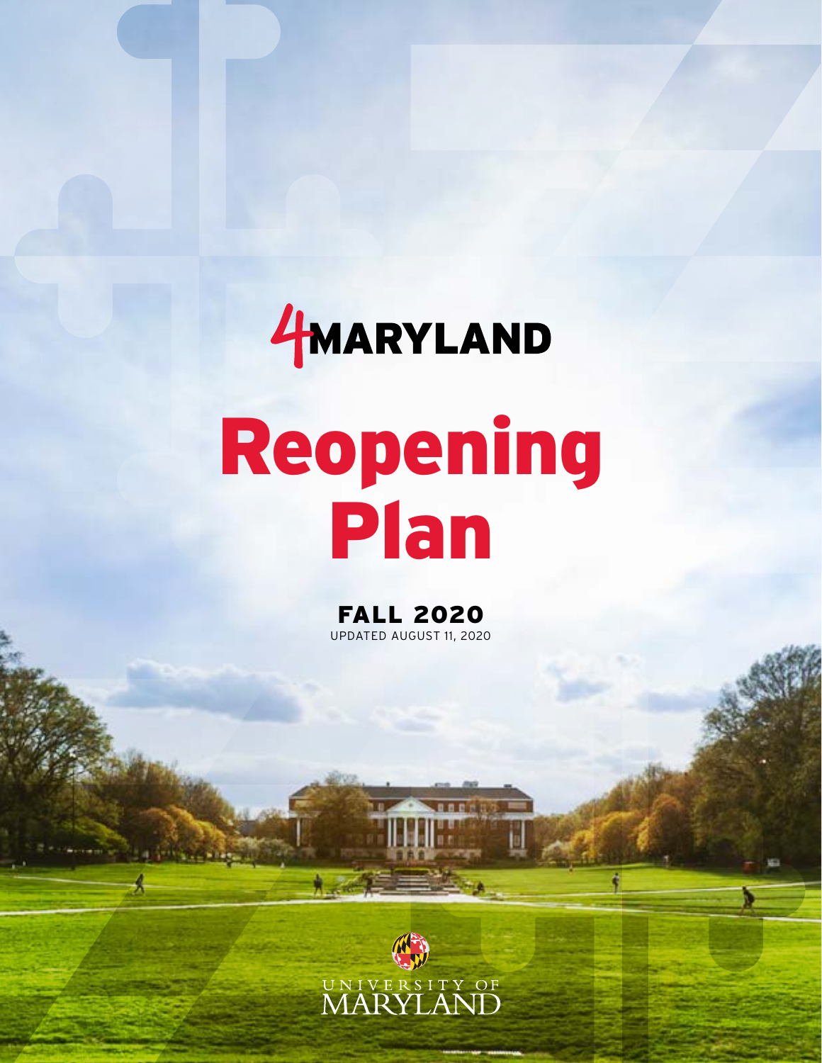4MARYLAND

# Reopening Plan

## FALL 2020

UPDATED AUGUST 11, 2020

UNIVERSITY OF MARYLAND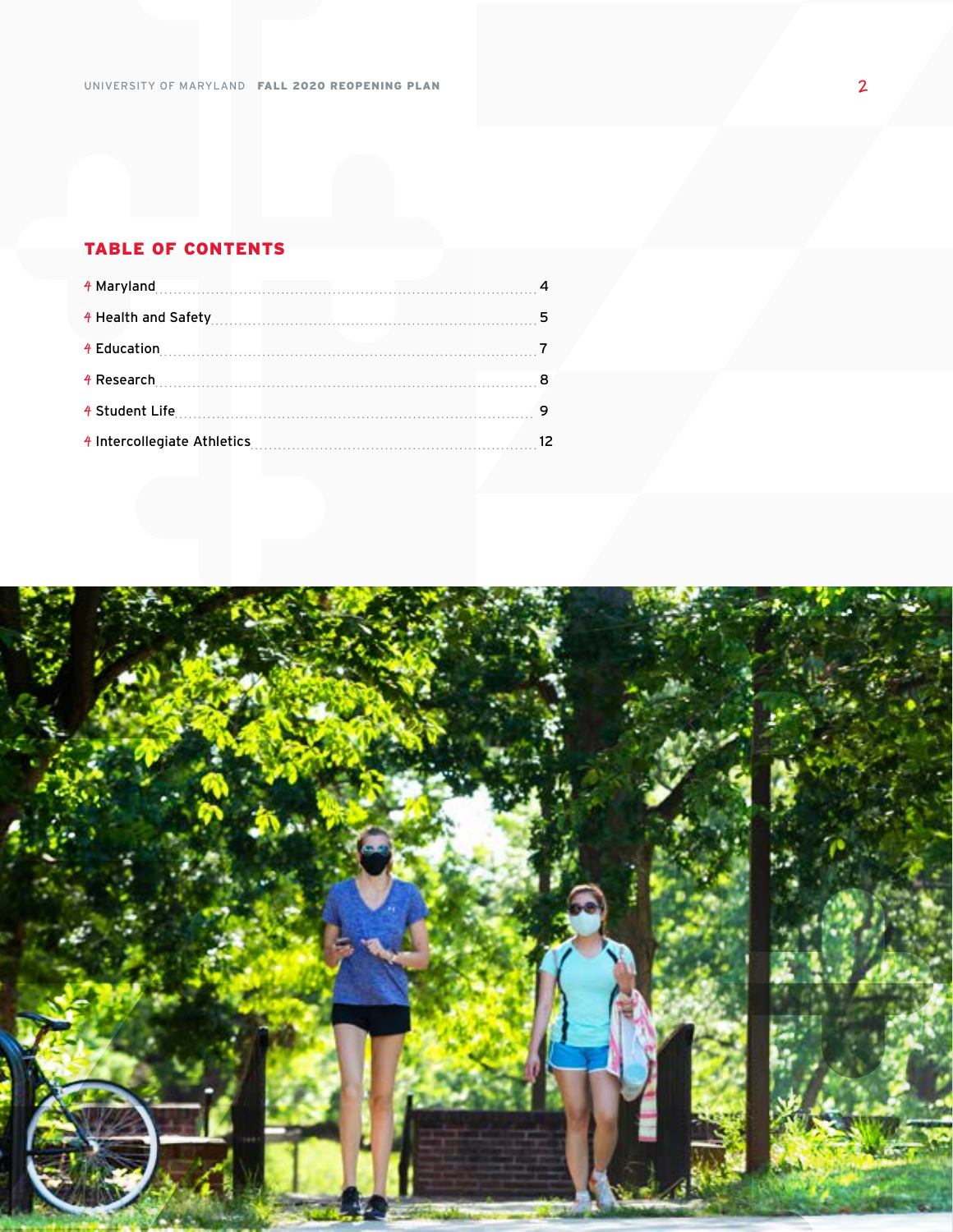## TABLE OF CONTENTS

| | |
|---|---|
| Maryland | 4 |
| Health and Safety | 5 |
| Education | 7 |
| Research | 8 |
| Student Life | 9 |
| Intercollegiate Athletics | 12 |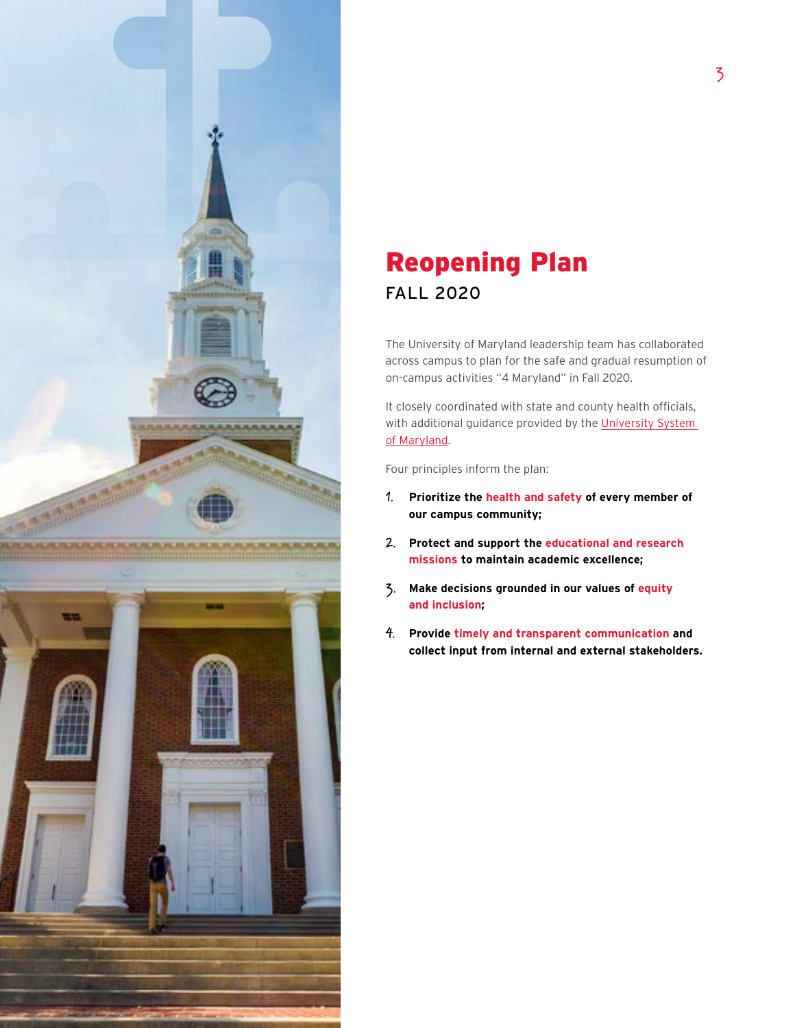# Reopening Plan

## FALL 2020

The University of Maryland leadership team has collaborated across campus to plan for the safe and gradual resumption of on-campus activities "4 Maryland" in Fall 2020.

It closely coordinated with state and county health officials, with additional guidance provided by the University System of Maryland.

Four principles inform the plan:

1. **Prioritize the health and safety of every member of our campus community;**
2. **Protect and support the educational and research missions to maintain academic excellence;**
3. **Make decisions grounded in our values of equity and inclusion;**
4. **Provide timely and transparent communication and collect input from internal and external stakeholders.**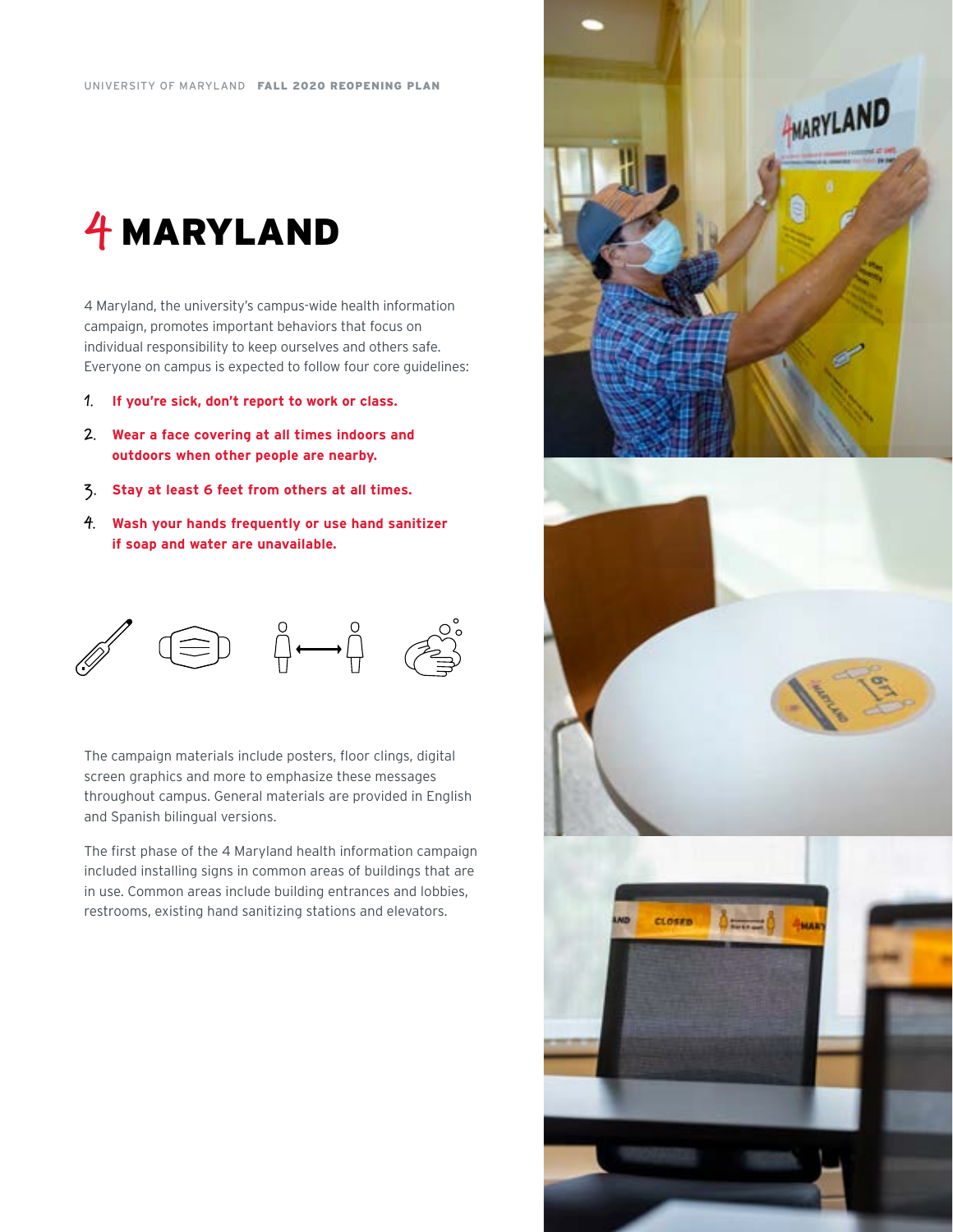# 4 MARYLAND

4 Maryland, the university's campus-wide health information campaign, promotes important behaviors that focus on individual responsibility to keep ourselves and others safe. Everyone on campus is expected to follow four core guidelines:

1. **If you're sick, don't report to work or class.**
2. **Wear a face covering at all times indoors and outdoors when other people are nearby.**
3. **Stay at least 6 feet from others at all times.**
4. **Wash your hands frequently or use hand sanitizer if soap and water are unavailable.**

The campaign materials include posters, floor clings, digital screen graphics and more to emphasize these messages throughout campus. General materials are provided in English and Spanish bilingual versions.

The first phase of the 4 Maryland health information campaign included installing signs in common areas of buildings that are in use. Common areas include building entrances and lobbies, restrooms, existing hand sanitizing stations and elevators.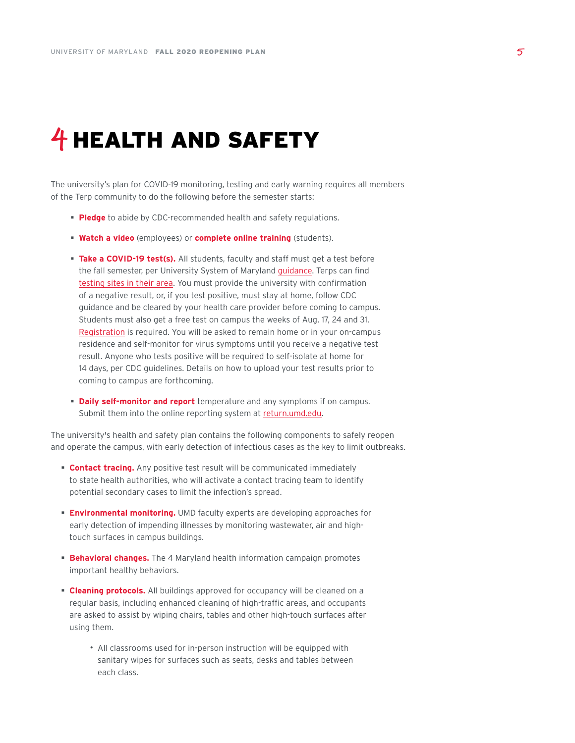# 4 HEALTH AND SAFETY

The university's plan for COVID-19 monitoring, testing and early warning requires all members of the Terp community to do the following before the semester starts:

- **Pledge** to abide by CDC-recommended health and safety regulations.
- **Watch a video** (employees) or **complete online training** (students).
- **Take a COVID-19 test(s).** All students, faculty and staff must get a test before the fall semester, per University System of Maryland guidance. Terps can find testing sites in their area. You must provide the university with confirmation of a negative result, or, if you test positive, must stay at home, follow CDC guidance and be cleared by your health care provider before coming to campus. Students must also get a free test on campus the weeks of Aug. 17, 24 and 31. Registration is required. You will be asked to remain home or in your on-campus residence and self-monitor for virus symptoms until you receive a negative test result. Anyone who tests positive will be required to self-isolate at home for 14 days, per CDC guidelines. Details on how to upload your test results prior to coming to campus are forthcoming.
- **Daily self-monitor and report** temperature and any symptoms if on campus. Submit them into the online reporting system at return.umd.edu.

The university's health and safety plan contains the following components to safely reopen and operate the campus, with early detection of infectious cases as the key to limit outbreaks.

- **Contact tracing.** Any positive test result will be communicated immediately to state health authorities, who will activate a contact tracing team to identify potential secondary cases to limit the infection's spread.
- **Environmental monitoring.** UMD faculty experts are developing approaches for early detection of impending illnesses by monitoring wastewater, air and high-touch surfaces in campus buildings.
- **Behavioral changes.** The 4 Maryland health information campaign promotes important healthy behaviors.
- **Cleaning protocols.** All buildings approved for occupancy will be cleaned on a regular basis, including enhanced cleaning of high-traffic areas, and occupants are asked to assist by wiping chairs, tables and other high-touch surfaces after using them.
  - All classrooms used for in-person instruction will be equipped with sanitary wipes for surfaces such as seats, desks and tables between each class.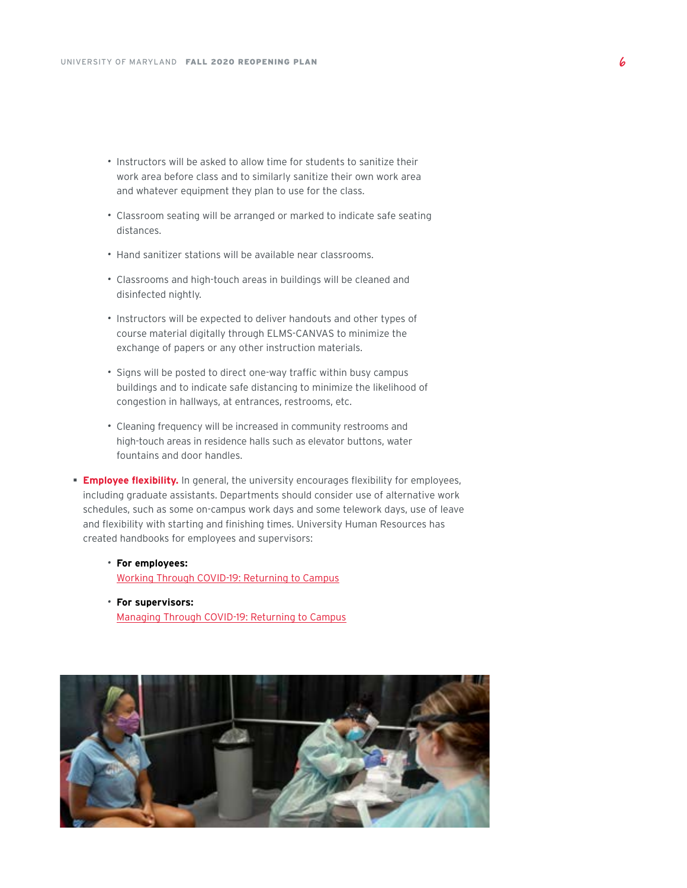- Instructors will be asked to allow time for students to sanitize their work area before class and to similarly sanitize their own work area and whatever equipment they plan to use for the class.
- Classroom seating will be arranged or marked to indicate safe seating distances.
- Hand sanitizer stations will be available near classrooms.
- Classrooms and high-touch areas in buildings will be cleaned and disinfected nightly.
- Instructors will be expected to deliver handouts and other types of course material digitally through ELMS-CANVAS to minimize the exchange of papers or any other instruction materials.
- Signs will be posted to direct one-way traffic within busy campus buildings and to indicate safe distancing to minimize the likelihood of congestion in hallways, at entrances, restrooms, etc.
- Cleaning frequency will be increased in community restrooms and high-touch areas in residence halls such as elevator buttons, water fountains and door handles.

- **Employee flexibility.** In general, the university encourages flexibility for employees, including graduate assistants. Departments should consider use of alternative work schedules, such as some on-campus work days and some telework days, use of leave and flexibility with starting and finishing times. University Human Resources has created handbooks for employees and supervisors:
  - **For employees:** Working Through COVID-19: Returning to Campus
  - **For supervisors:** Managing Through COVID-19: Returning to Campus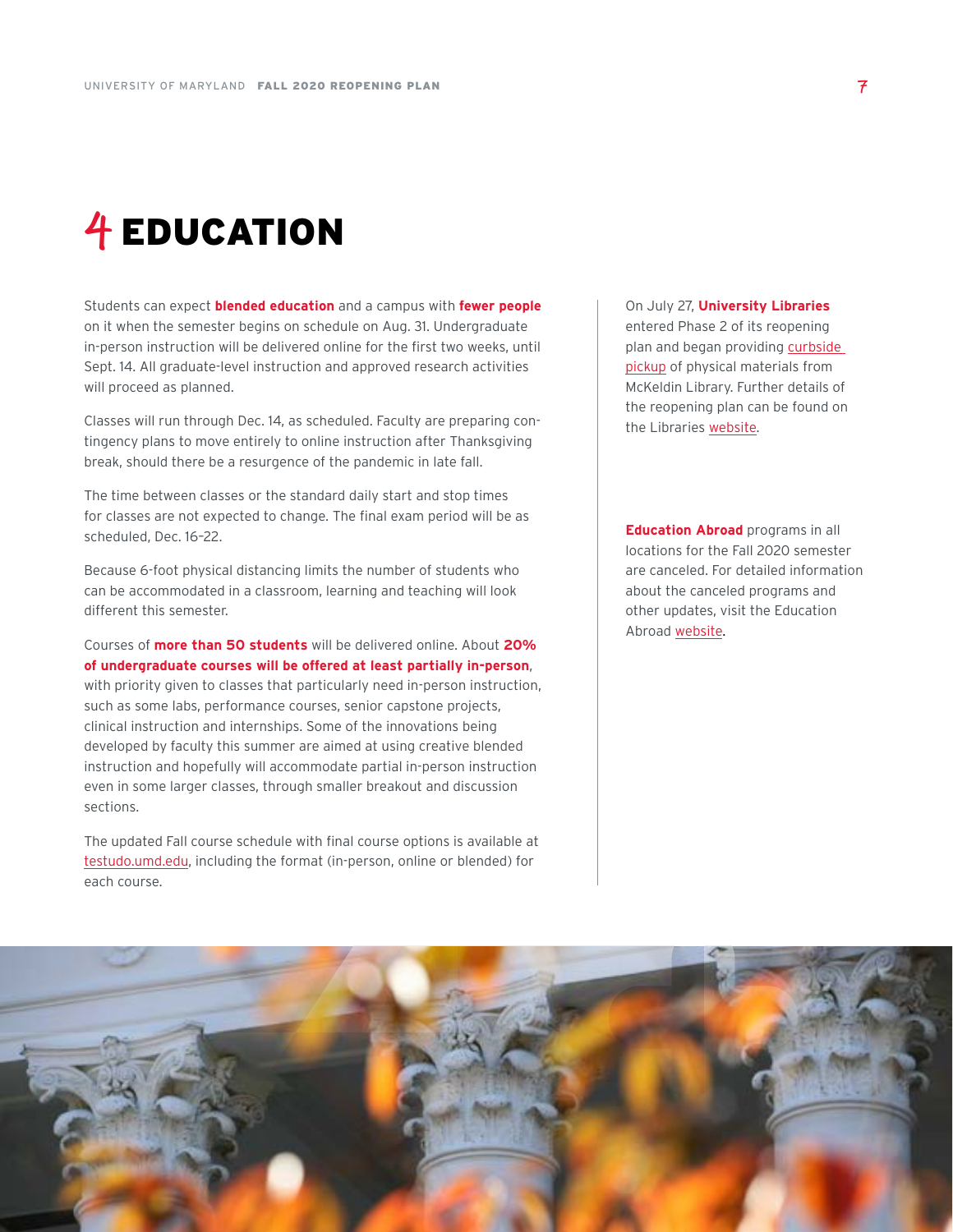# 4 EDUCATION

Students can expect **blended education** and a campus with **fewer people** on it when the semester begins on schedule on Aug. 31. Undergraduate in-person instruction will be delivered online for the first two weeks, until Sept. 14. All graduate-level instruction and approved research activities will proceed as planned.

Classes will run through Dec. 14, as scheduled. Faculty are preparing contingency plans to move entirely to online instruction after Thanksgiving break, should there be a resurgence of the pandemic in late fall.

The time between classes or the standard daily start and stop times for classes are not expected to change. The final exam period will be as scheduled, Dec. 16–22.

Because 6-foot physical distancing limits the number of students who can be accommodated in a classroom, learning and teaching will look different this semester.

Courses of **more than 50 students** will be delivered online. About **20% of undergraduate courses will be offered at least partially in-person**, with priority given to classes that particularly need in-person instruction, such as some labs, performance courses, senior capstone projects, clinical instruction and internships. Some of the innovations being developed by faculty this summer are aimed at using creative blended instruction and hopefully will accommodate partial in-person instruction even in some larger classes, through smaller breakout and discussion sections.

The updated Fall course schedule with final course options is available at testudo.umd.edu, including the format (in-person, online or blended) for each course.

On July 27, **University Libraries** entered Phase 2 of its reopening plan and began providing curbside pickup of physical materials from McKeldin Library. Further details of the reopening plan can be found on the Libraries website.

**Education Abroad** programs in all locations for the Fall 2020 semester are canceled. For detailed information about the canceled programs and other updates, visit the Education Abroad website.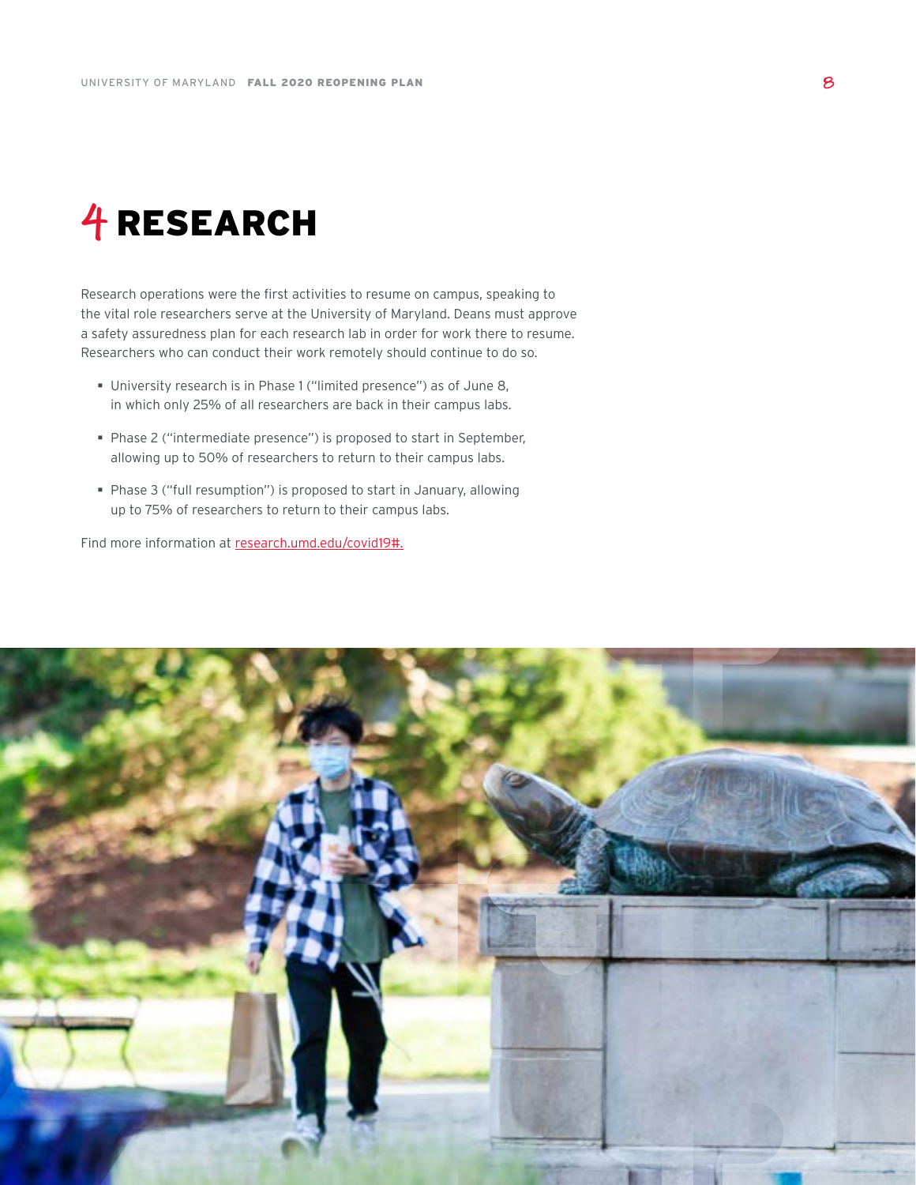# 4 RESEARCH

Research operations were the first activities to resume on campus, speaking to the vital role researchers serve at the University of Maryland. Deans must approve a safety assuredness plan for each research lab in order for work there to resume. Researchers who can conduct their work remotely should continue to do so.

- University research is in Phase 1 ("limited presence") as of June 8, in which only 25% of all researchers are back in their campus labs.
- Phase 2 ("intermediate presence") is proposed to start in September, allowing up to 50% of researchers to return to their campus labs.
- Phase 3 ("full resumption") is proposed to start in January, allowing up to 75% of researchers to return to their campus labs.

Find more information at [research.umd.edu/covid19#.](research.umd.edu/covid19#)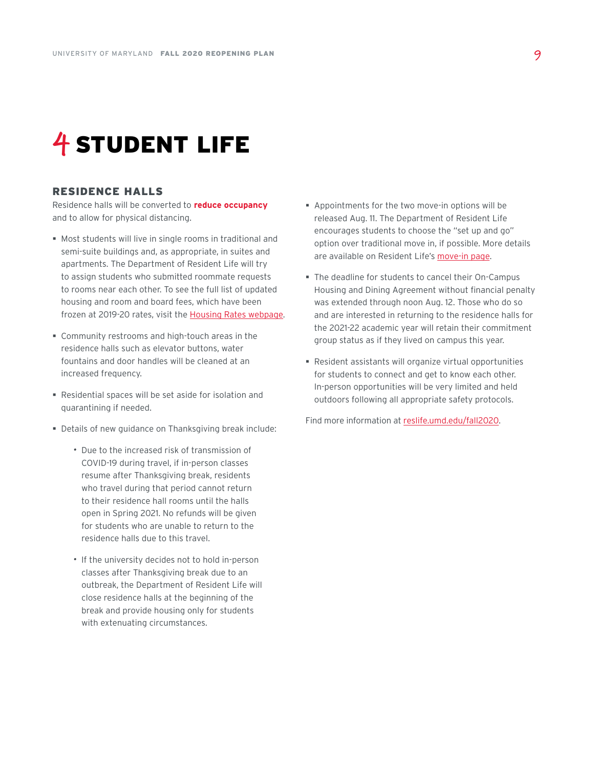# 4 STUDENT LIFE

## RESIDENCE HALLS

Residence halls will be converted to **reduce occupancy** and to allow for physical distancing.

- Most students will live in single rooms in traditional and semi-suite buildings and, as appropriate, in suites and apartments. The Department of Resident Life will try to assign students who submitted roommate requests to rooms near each other. To see the full list of updated housing and room and board fees, which have been frozen at 2019-20 rates, visit the Housing Rates webpage.
- Community restrooms and high-touch areas in the residence halls such as elevator buttons, water fountains and door handles will be cleaned at an increased frequency.
- Residential spaces will be set aside for isolation and quarantining if needed.
- Details of new guidance on Thanksgiving break include:
    - Due to the increased risk of transmission of COVID-19 during travel, if in-person classes resume after Thanksgiving break, residents who travel during that period cannot return to their residence hall rooms until the halls open in Spring 2021. No refunds will be given for students who are unable to return to the residence halls due to this travel.
    - If the university decides not to hold in-person classes after Thanksgiving break due to an outbreak, the Department of Resident Life will close residence halls at the beginning of the break and provide housing only for students with extenuating circumstances.
- Appointments for the two move-in options will be released Aug. 11. The Department of Resident Life encourages students to choose the "set up and go" option over traditional move in, if possible. More details are available on Resident Life's move-in page.
- The deadline for students to cancel their On-Campus Housing and Dining Agreement without financial penalty was extended through noon Aug. 12. Those who do so and are interested in returning to the residence halls for the 2021-22 academic year will retain their commitment group status as if they lived on campus this year.
- Resident assistants will organize virtual opportunities for students to connect and get to know each other. In-person opportunities will be very limited and held outdoors following all appropriate safety protocols.

Find more information at reslife.umd.edu/fall2020.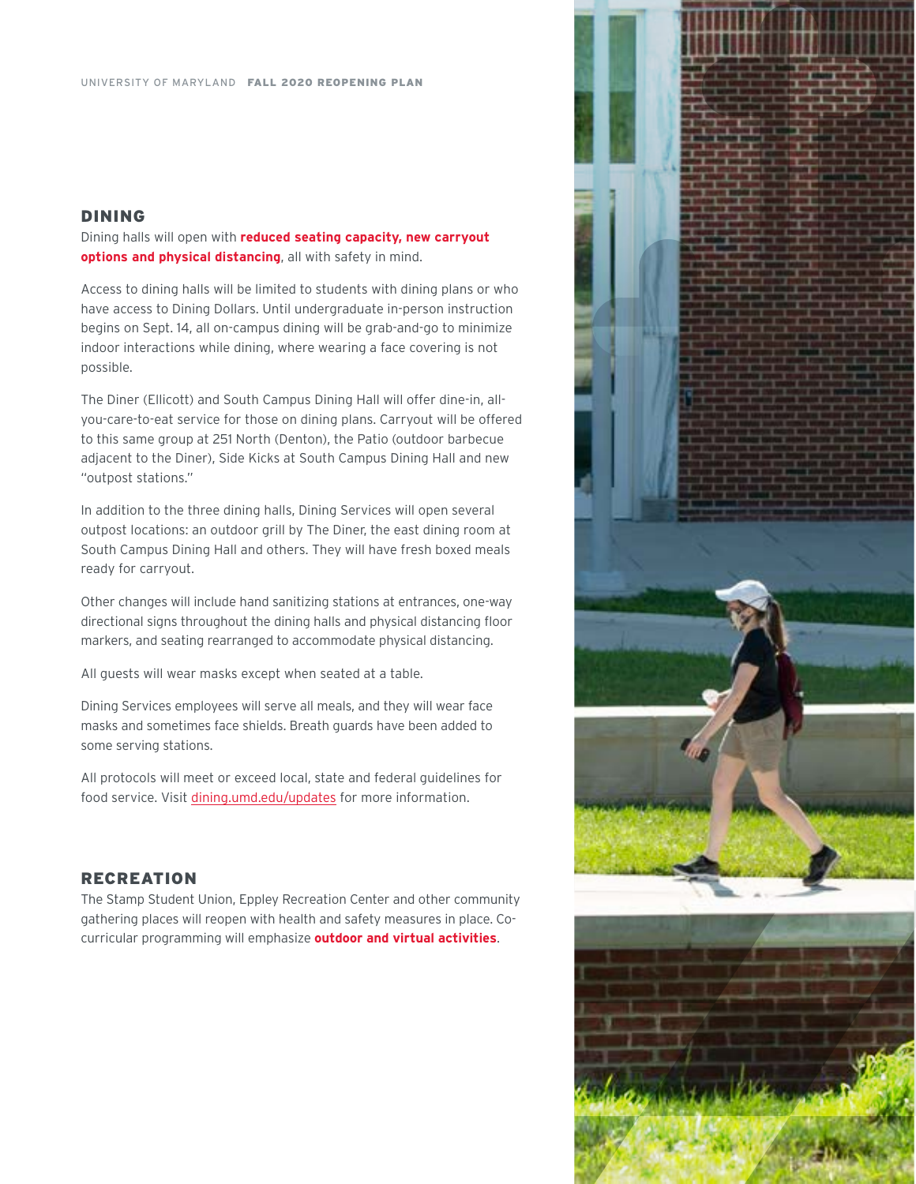## DINING

Dining halls will open with **reduced seating capacity, new carryout options and physical distancing**, all with safety in mind.

Access to dining halls will be limited to students with dining plans or who have access to Dining Dollars. Until undergraduate in-person instruction begins on Sept. 14, all on-campus dining will be grab-and-go to minimize indoor interactions while dining, where wearing a face covering is not possible.

The Diner (Ellicott) and South Campus Dining Hall will offer dine-in, all-you-care-to-eat service for those on dining plans. Carryout will be offered to this same group at 251 North (Denton), the Patio (outdoor barbecue adjacent to the Diner), Side Kicks at South Campus Dining Hall and new "outpost stations."

In addition to the three dining halls, Dining Services will open several outpost locations: an outdoor grill by The Diner, the east dining room at South Campus Dining Hall and others. They will have fresh boxed meals ready for carryout.

Other changes will include hand sanitizing stations at entrances, one-way directional signs throughout the dining halls and physical distancing floor markers, and seating rearranged to accommodate physical distancing.

All guests will wear masks except when seated at a table.

Dining Services employees will serve all meals, and they will wear face masks and sometimes face shields. Breath guards have been added to some serving stations.

All protocols will meet or exceed local, state and federal guidelines for food service. Visit dining.umd.edu/updates for more information.

## RECREATION

The Stamp Student Union, Eppley Recreation Center and other community gathering places will reopen with health and safety measures in place. Co-curricular programming will emphasize **outdoor and virtual activities**.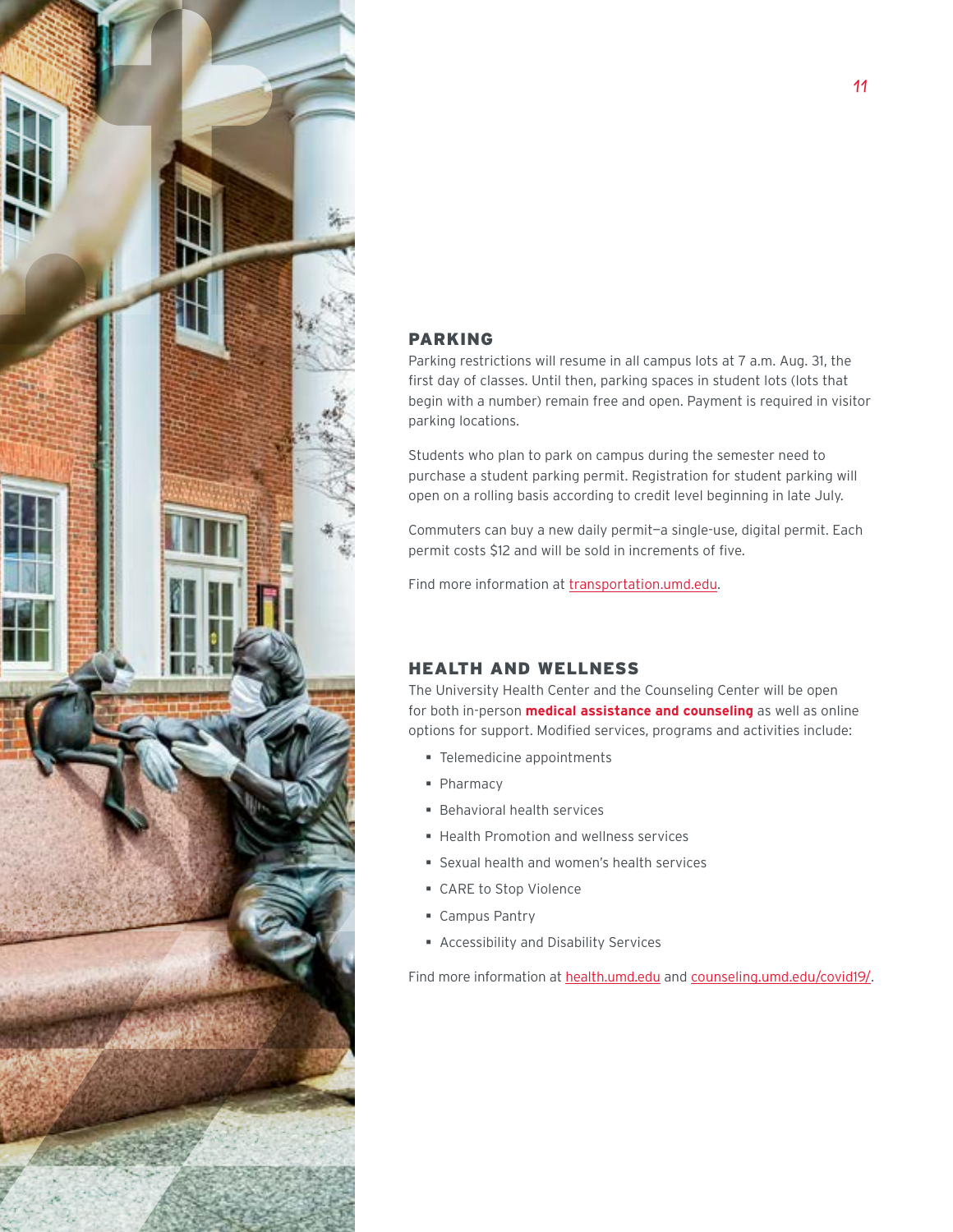## PARKING

Parking restrictions will resume in all campus lots at 7 a.m. Aug. 31, the first day of classes. Until then, parking spaces in student lots (lots that begin with a number) remain free and open. Payment is required in visitor parking locations.

Students who plan to park on campus during the semester need to purchase a student parking permit. Registration for student parking will open on a rolling basis according to credit level beginning in late July.

Commuters can buy a new daily permit—a single-use, digital permit. Each permit costs $12 and will be sold in increments of five.

Find more information at transportation.umd.edu.

## HEALTH AND WELLNESS

The University Health Center and the Counseling Center will be open for both in-person **medical assistance and counseling** as well as online options for support. Modified services, programs and activities include:

- Telemedicine appointments
- Pharmacy
- Behavioral health services
- Health Promotion and wellness services
- Sexual health and women's health services
- CARE to Stop Violence
- Campus Pantry
- Accessibility and Disability Services

Find more information at health.umd.edu and counseling.umd.edu/covid19/.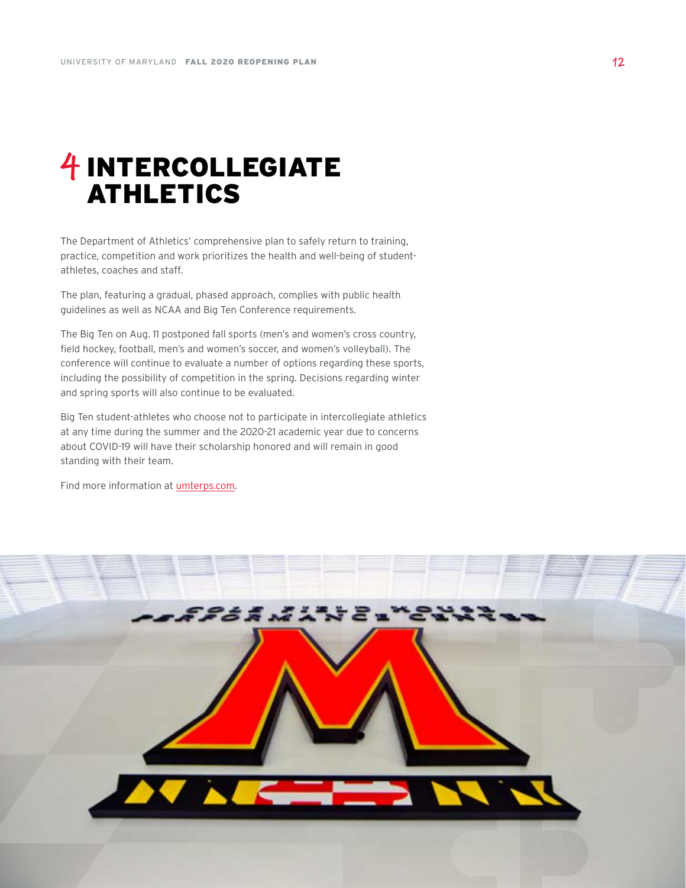# 4 INTERCOLLEGIATE ATHLETICS

The Department of Athletics' comprehensive plan to safely return to training, practice, competition and work prioritizes the health and well-being of student-athletes, coaches and staff.

The plan, featuring a gradual, phased approach, complies with public health guidelines as well as NCAA and Big Ten Conference requirements.

The Big Ten on Aug. 11 postponed fall sports (men's and women's cross country, field hockey, football, men's and women's soccer, and women's volleyball). The conference will continue to evaluate a number of options regarding these sports, including the possibility of competition in the spring. Decisions regarding winter and spring sports will also continue to be evaluated.

Big Ten student-athletes who choose not to participate in intercollegiate athletics at any time during the summer and the 2020-21 academic year due to concerns about COVID-19 will have their scholarship honored and will remain in good standing with their team.

Find more information at [umterps.com](umterps.com).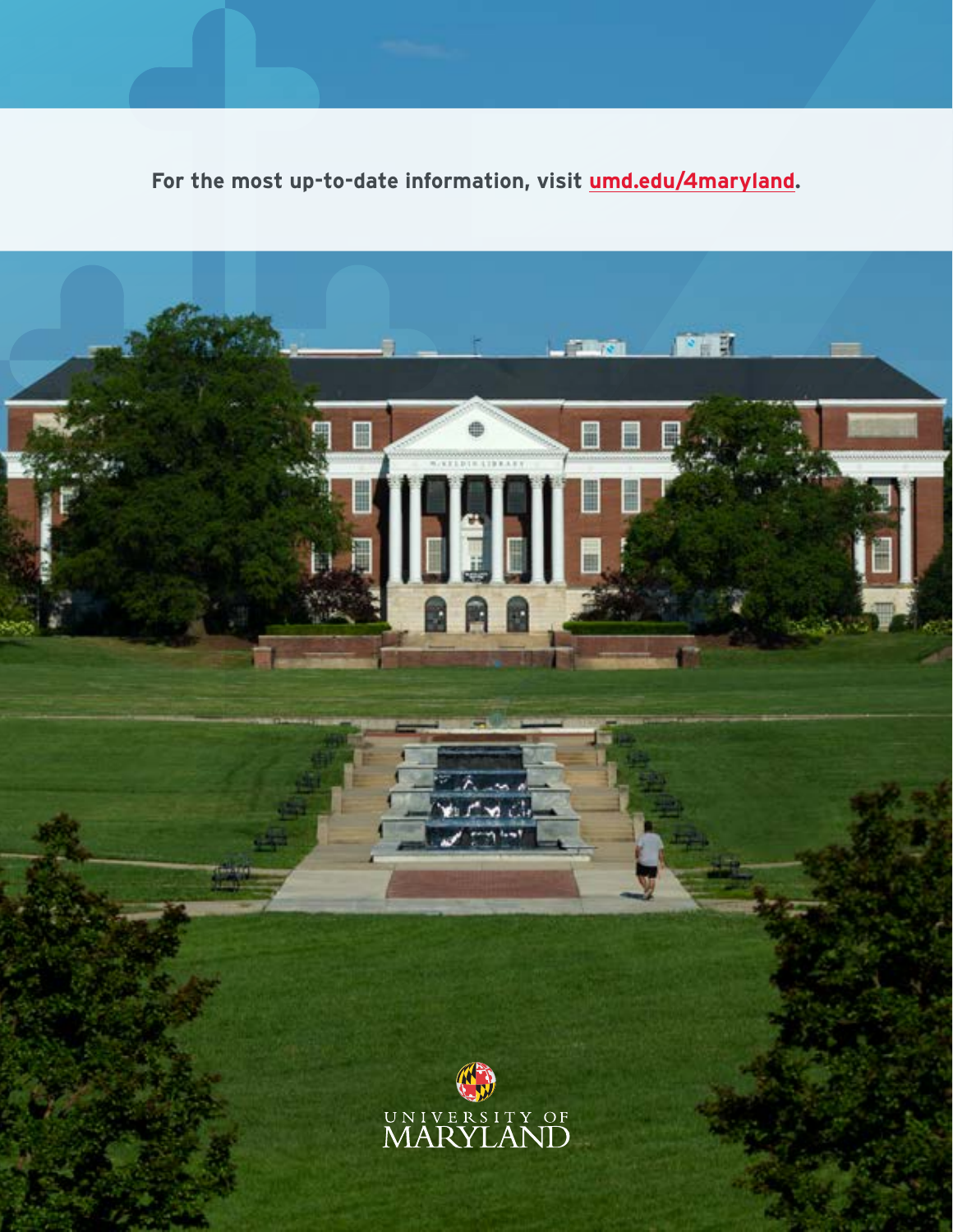For the most up-to-date information, visit **umd.edu/4maryland**.

UNIVERSITY OF MARYLAND